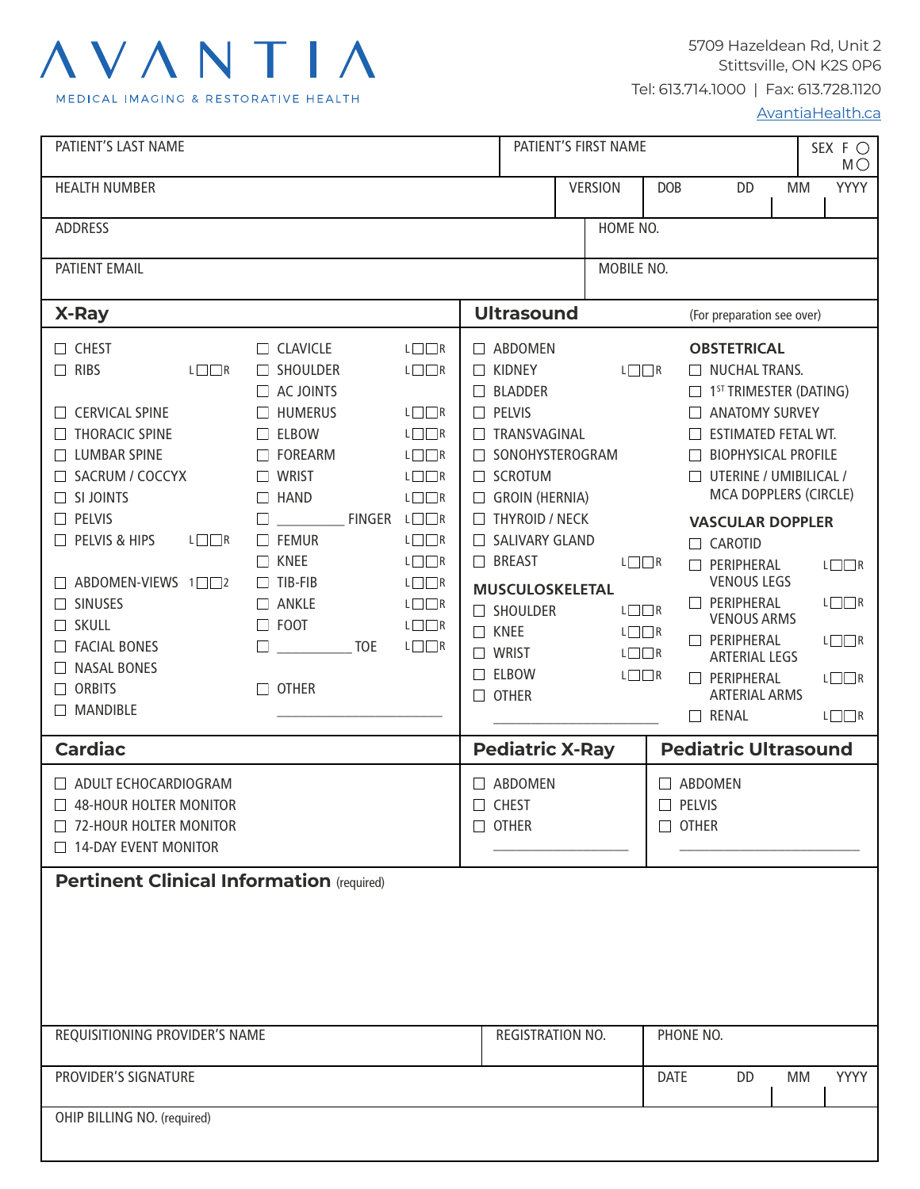# AVANTIA

MEDICAL IMAGING & RESTORATIVE HEALTH

5709 Hazeldean Rd, Unit 2
Stittsville, ON K2S 0P6
Tel: 613.714.1000 | Fax: 613.728.1120
AvantiaHealth.ca

| PATIENT'S LAST NAME | PATIENT'S FIRST NAME | SEX F ○ M ○ |
|---|---|---|
| HEALTH NUMBER | VERSION | DOB DD MM YYYY |
| ADDRESS | HOME NO. | |
| PATIENT EMAIL | MOBILE NO. | |

## X-Ray

- ☐ CHEST
- ☐ RIBS L☐☐R
- ☐ CERVICAL SPINE
- ☐ THORACIC SPINE
- ☐ LUMBAR SPINE
- ☐ SACRUM / COCCYX
- ☐ SI JOINTS
- ☐ PELVIS
- ☐ PELVIS & HIPS L☐☐R
- ☐ ABDOMEN-VIEWS 1☐☐2
- ☐ SINUSES
- ☐ SKULL
- ☐ FACIAL BONES
- ☐ NASAL BONES
- ☐ ORBITS
- ☐ MANDIBLE
- ☐ CLAVICLE L☐☐R
- ☐ SHOULDER L☐☐R
- ☐ AC JOINTS
- ☐ HUMERUS L☐☐R
- ☐ ELBOW L☐☐R
- ☐ FOREARM L☐☐R
- ☐ WRIST L☐☐R
- ☐ HAND L☐☐R
- ☐ __________ FINGER L☐☐R
- ☐ FEMUR L☐☐R
- ☐ KNEE L☐☐R
- ☐ TIB-FIB L☐☐R
- ☐ ANKLE L☐☐R
- ☐ FOOT L☐☐R
- ☐ __________ TOE L☐☐R
- ☐ OTHER __________

## Ultrasound

(For preparation see over)

- ☐ ABDOMEN
- ☐ KIDNEY L☐☐R
- ☐ BLADDER
- ☐ PELVIS
- ☐ TRANSVAGINAL
- ☐ SONOHYSTEROGRAM
- ☐ SCROTUM
- ☐ GROIN (HERNIA)
- ☐ THYROID / NECK
- ☐ SALIVARY GLAND
- ☐ BREAST L☐☐R

**MUSCULOSKELETAL**

- ☐ SHOULDER L☐☐R
- ☐ KNEE L☐☐R
- ☐ WRIST L☐☐R
- ☐ ELBOW L☐☐R
- ☐ OTHER __________

**OBSTETRICAL**

- ☐ NUCHAL TRANS.
- ☐ 1ST TRIMESTER (DATING)
- ☐ ANATOMY SURVEY
- ☐ ESTIMATED FETAL WT.
- ☐ BIOPHYSICAL PROFILE
- ☐ UTERINE / UMBILICAL / MCA DOPPLERS (CIRCLE)

**VASCULAR DOPPLER**

- ☐ CAROTID
- ☐ PERIPHERAL VENOUS LEGS L☐☐R
- ☐ PERIPHERAL VENOUS ARMS L☐☐R
- ☐ PERIPHERAL ARTERIAL LEGS L☐☐R
- ☐ PERIPHERAL ARTERIAL ARMS L☐☐R
- ☐ RENAL L☐☐R

## Cardiac

- ☐ ADULT ECHOCARDIOGRAM
- ☐ 48-HOUR HOLTER MONITOR
- ☐ 72-HOUR HOLTER MONITOR
- ☐ 14-DAY EVENT MONITOR

## Pediatric X-Ray

- ☐ ABDOMEN
- ☐ CHEST
- ☐ OTHER __________

## Pediatric Ultrasound

- ☐ ABDOMEN
- ☐ PELVIS
- ☐ OTHER __________

## Pertinent Clinical Information (required)

| REQUISITIONING PROVIDER'S NAME | REGISTRATION NO. | PHONE NO. |
|---|---|---|
| PROVIDER'S SIGNATURE | | DATE DD MM YYYY |
| OHIP BILLING NO. (required) | | |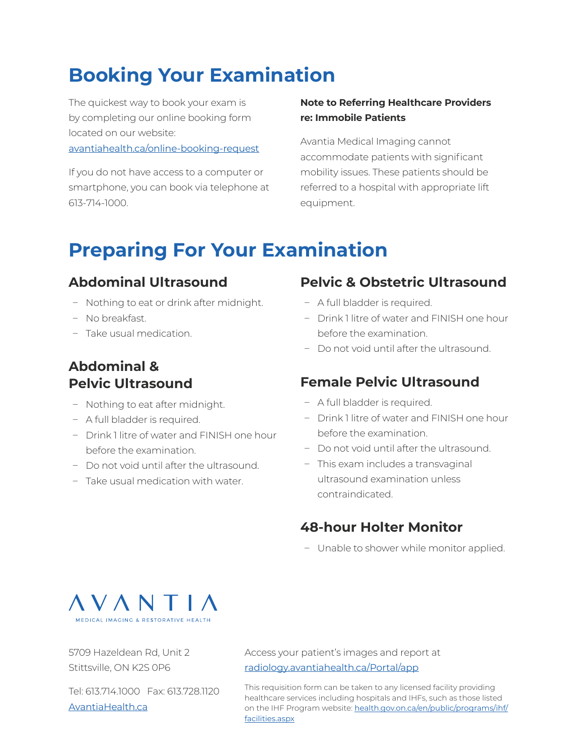# Booking Your Examination

The quickest way to book your exam is by completing our online booking form located on our website: avantiahealth.ca/online-booking-request

If you do not have access to a computer or smartphone, you can book via telephone at 613-714-1000.

**Note to Referring Healthcare Providers re: Immobile Patients**

Avantia Medical Imaging cannot accommodate patients with significant mobility issues. These patients should be referred to a hospital with appropriate lift equipment.

# Preparing For Your Examination

## Abdominal Ultrasound

- Nothing to eat or drink after midnight.
- No breakfast.
- Take usual medication.

## Abdominal & Pelvic Ultrasound

- Nothing to eat after midnight.
- A full bladder is required.
- Drink 1 litre of water and FINISH one hour before the examination.
- Do not void until after the ultrasound.
- Take usual medication with water.

## Pelvic & Obstetric Ultrasound

- A full bladder is required.
- Drink 1 litre of water and FINISH one hour before the examination.
- Do not void until after the ultrasound.

## Female Pelvic Ultrasound

- A full bladder is required.
- Drink 1 litre of water and FINISH one hour before the examination.
- Do not void until after the ultrasound.
- This exam includes a transvaginal ultrasound examination unless contraindicated.

## 48-hour Holter Monitor

- Unable to shower while monitor applied.

AVANTIA
MEDICAL IMAGING & RESTORATIVE HEALTH

5709 Hazeldean Rd, Unit 2
Stittsville, ON K2S 0P6

Tel: 613.714.1000 Fax: 613.728.1120
AvantiaHealth.ca

Access your patient's images and report at radiology.avantiahealth.ca/Portal/app

This requisition form can be taken to any licensed facility providing healthcare services including hospitals and IHFs, such as those listed on the IHF Program website: health.gov.on.ca/en/public/programs/ihf/facilities.aspx